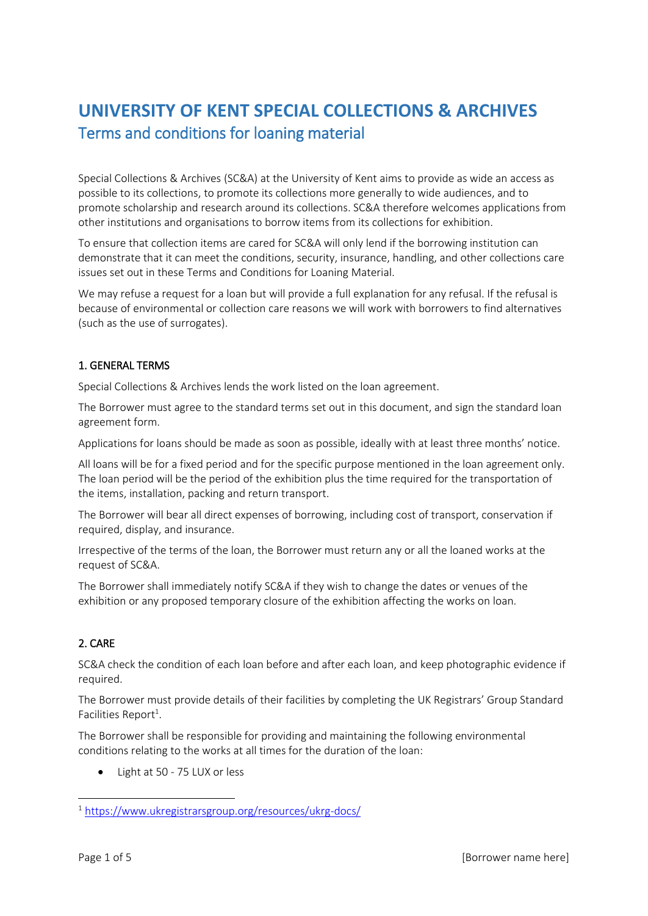# UNIVERSITY OF KENT SPECIAL COLLECTIONS & ARCHIVES

## Terms and conditions for loaning material

Special Collections & Archives (SC&A) at the University of Kent aims to provide as wide an access as possible to its collections, to promote its collections more generally to wide audiences, and to promote scholarship and research around its collections. SC&A therefore welcomes applications from other institutions and organisations to borrow items from its collections for exhibition.

To ensure that collection items are cared for SC&A will only lend if the borrowing institution can demonstrate that it can meet the conditions, security, insurance, handling, and other collections care issues set out in these Terms and Conditions for Loaning Material.

We may refuse a request for a loan but will provide a full explanation for any refusal. If the refusal is because of environmental or collection care reasons we will work with borrowers to find alternatives (such as the use of surrogates).

### 1. GENERAL TERMS

Special Collections & Archives lends the work listed on the loan agreement.

The Borrower must agree to the standard terms set out in this document, and sign the standard loan agreement form.

Applications for loans should be made as soon as possible, ideally with at least three months' notice.

All loans will be for a fixed period and for the specific purpose mentioned in the loan agreement only. The loan period will be the period of the exhibition plus the time required for the transportation of the items, installation, packing and return transport.

The Borrower will bear all direct expenses of borrowing, including cost of transport, conservation if required, display, and insurance.

Irrespective of the terms of the loan, the Borrower must return any or all the loaned works at the request of SC&A.

The Borrower shall immediately notify SC&A if they wish to change the dates or venues of the exhibition or any proposed temporary closure of the exhibition affecting the works on loan.

### 2. CARE

SC&A check the condition of each loan before and after each loan, and keep photographic evidence if required.

The Borrower must provide details of their facilities by completing the UK Registrars' Group Standard Facilities Report[1].

The Borrower shall be responsible for providing and maintaining the following environmental conditions relating to the works at all times for the duration of the loan:

- Light at 50 - 75 LUX or less

[1] https://www.ukregistrarsgroup.org/resources/ukrg-docs/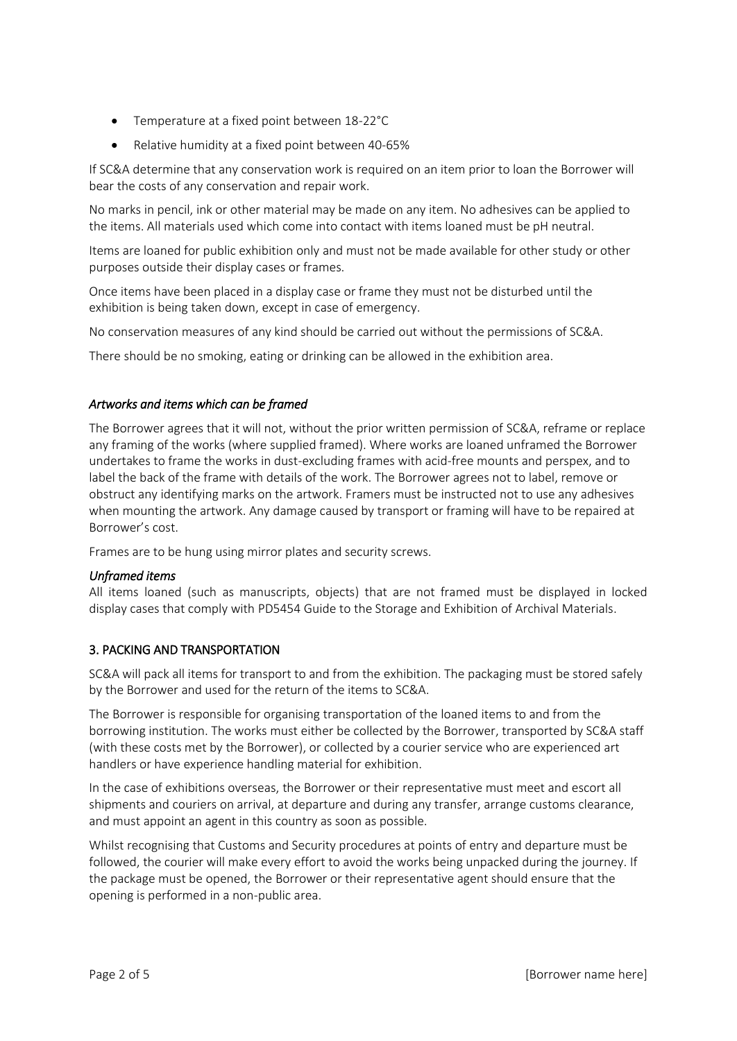- Temperature at a fixed point between 18-22°C
- Relative humidity at a fixed point between 40-65%

If SC&A determine that any conservation work is required on an item prior to loan the Borrower will bear the costs of any conservation and repair work.

No marks in pencil, ink or other material may be made on any item. No adhesives can be applied to the items. All materials used which come into contact with items loaned must be pH neutral.

Items are loaned for public exhibition only and must not be made available for other study or other purposes outside their display cases or frames.

Once items have been placed in a display case or frame they must not be disturbed until the exhibition is being taken down, except in case of emergency.

No conservation measures of any kind should be carried out without the permissions of SC&A.

There should be no smoking, eating or drinking can be allowed in the exhibition area.

### *Artworks and items which can be framed*

The Borrower agrees that it will not, without the prior written permission of SC&A, reframe or replace any framing of the works (where supplied framed). Where works are loaned unframed the Borrower undertakes to frame the works in dust-excluding frames with acid-free mounts and perspex, and to label the back of the frame with details of the work. The Borrower agrees not to label, remove or obstruct any identifying marks on the artwork. Framers must be instructed not to use any adhesives when mounting the artwork. Any damage caused by transport or framing will have to be repaired at Borrower's cost.

Frames are to be hung using mirror plates and security screws.

### *Unframed items*

All items loaned (such as manuscripts, objects) that are not framed must be displayed in locked display cases that comply with PD5454 Guide to the Storage and Exhibition of Archival Materials.

## 3. PACKING AND TRANSPORTATION

SC&A will pack all items for transport to and from the exhibition. The packaging must be stored safely by the Borrower and used for the return of the items to SC&A.

The Borrower is responsible for organising transportation of the loaned items to and from the borrowing institution. The works must either be collected by the Borrower, transported by SC&A staff (with these costs met by the Borrower), or collected by a courier service who are experienced art handlers or have experience handling material for exhibition.

In the case of exhibitions overseas, the Borrower or their representative must meet and escort all shipments and couriers on arrival, at departure and during any transfer, arrange customs clearance, and must appoint an agent in this country as soon as possible.

Whilst recognising that Customs and Security procedures at points of entry and departure must be followed, the courier will make every effort to avoid the works being unpacked during the journey. If the package must be opened, the Borrower or their representative agent should ensure that the opening is performed in a non-public area.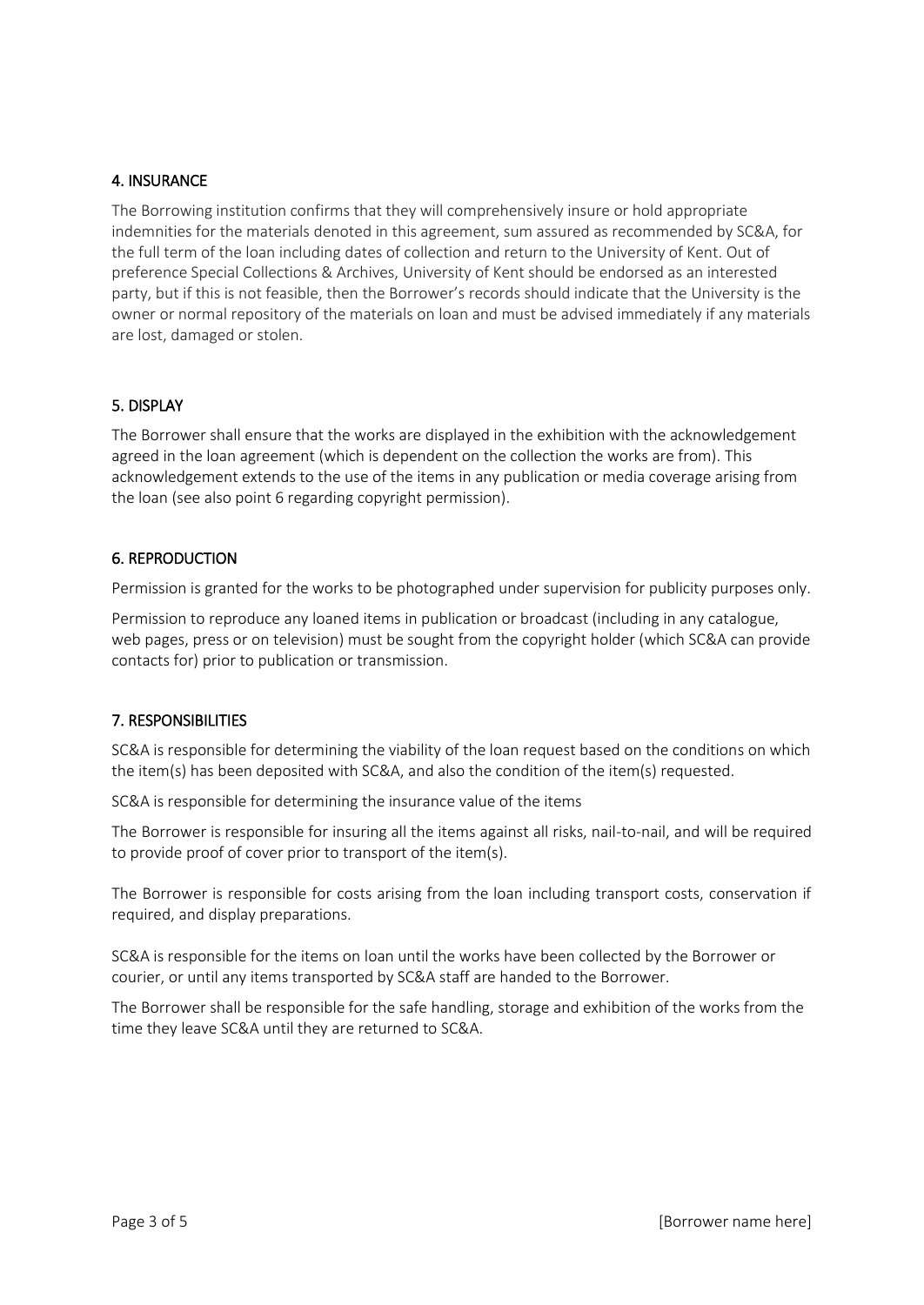## 4. INSURANCE

The Borrowing institution confirms that they will comprehensively insure or hold appropriate indemnities for the materials denoted in this agreement, sum assured as recommended by SC&A, for the full term of the loan including dates of collection and return to the University of Kent. Out of preference Special Collections & Archives, University of Kent should be endorsed as an interested party, but if this is not feasible, then the Borrower's records should indicate that the University is the owner or normal repository of the materials on loan and must be advised immediately if any materials are lost, damaged or stolen.

## 5. DISPLAY

The Borrower shall ensure that the works are displayed in the exhibition with the acknowledgement agreed in the loan agreement (which is dependent on the collection the works are from). This acknowledgement extends to the use of the items in any publication or media coverage arising from the loan (see also point 6 regarding copyright permission).

## 6. REPRODUCTION

Permission is granted for the works to be photographed under supervision for publicity purposes only.

Permission to reproduce any loaned items in publication or broadcast (including in any catalogue, web pages, press or on television) must be sought from the copyright holder (which SC&A can provide contacts for) prior to publication or transmission.

## 7. RESPONSIBILITIES

SC&A is responsible for determining the viability of the loan request based on the conditions on which the item(s) has been deposited with SC&A, and also the condition of the item(s) requested.

SC&A is responsible for determining the insurance value of the items

The Borrower is responsible for insuring all the items against all risks, nail-to-nail, and will be required to provide proof of cover prior to transport of the item(s).

The Borrower is responsible for costs arising from the loan including transport costs, conservation if required, and display preparations.

SC&A is responsible for the items on loan until the works have been collected by the Borrower or courier, or until any items transported by SC&A staff are handed to the Borrower.

The Borrower shall be responsible for the safe handling, storage and exhibition of the works from the time they leave SC&A until they are returned to SC&A.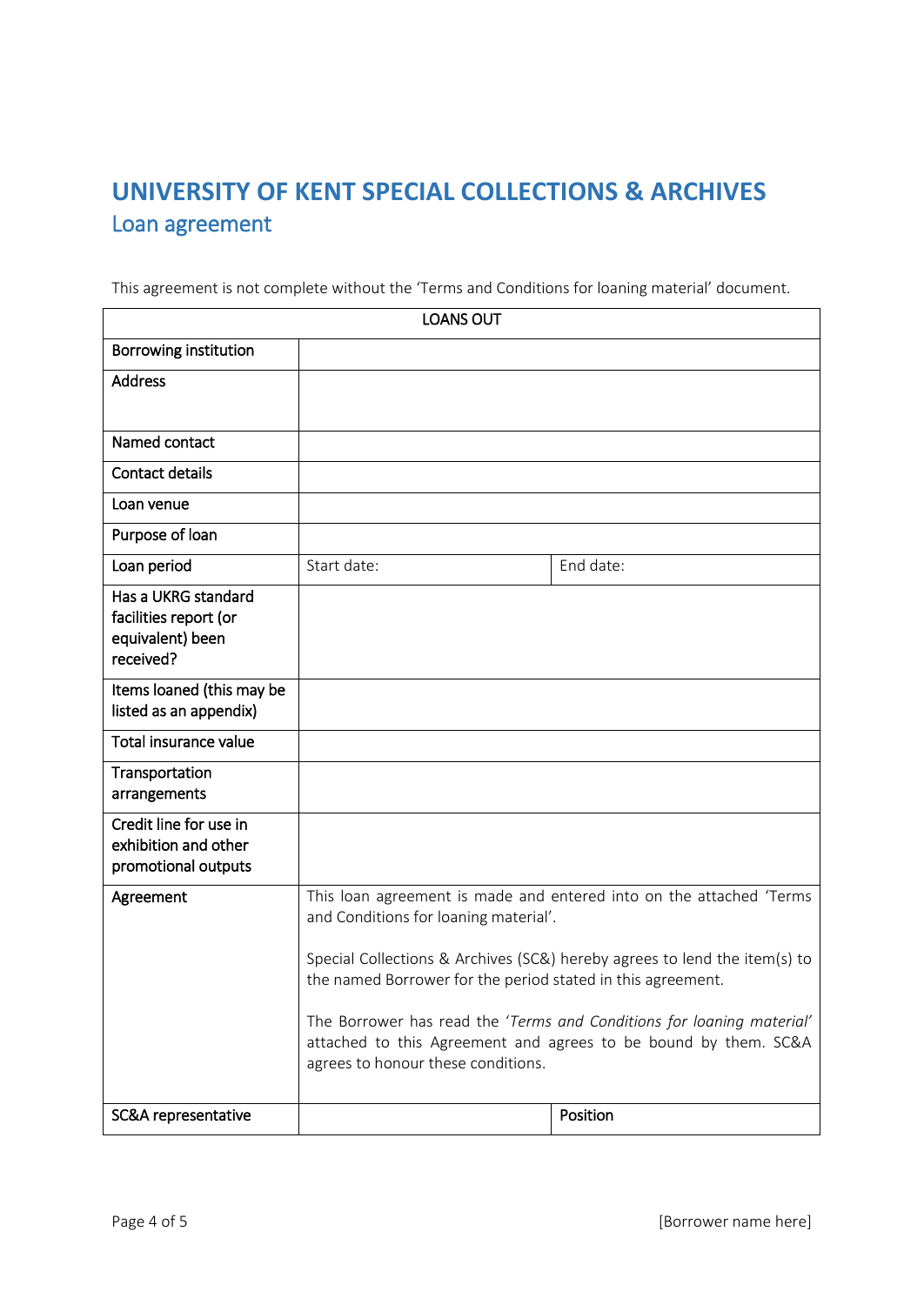# UNIVERSITY OF KENT SPECIAL COLLECTIONS & ARCHIVES

## Loan agreement

This agreement is not complete without the 'Terms and Conditions for loaning material' document.

| LOANS OUT | | |
|---|---|---|
| Borrowing institution | | |
| Address | | |
| Named contact | | |
| Contact details | | |
| Loan venue | | |
| Purpose of loan | | |
| Loan period | Start date: | End date: |
| Has a UKRG standard facilities report (or equivalent) been received? | | |
| Items loaned (this may be listed as an appendix) | | |
| Total insurance value | | |
| Transportation arrangements | | |
| Credit line for use in exhibition and other promotional outputs | | |
| Agreement | This loan agreement is made and entered into on the attached 'Terms and Conditions for loaning material'.<br><br>Special Collections & Archives (SC&) hereby agrees to lend the item(s) to the named Borrower for the period stated in this agreement.<br><br>The Borrower has read the '*Terms and Conditions for loaning material*' attached to this Agreement and agrees to be bound by them. SC&A agrees to honour these conditions. | |
| SC&A representative | | Position |

[Borrower name here]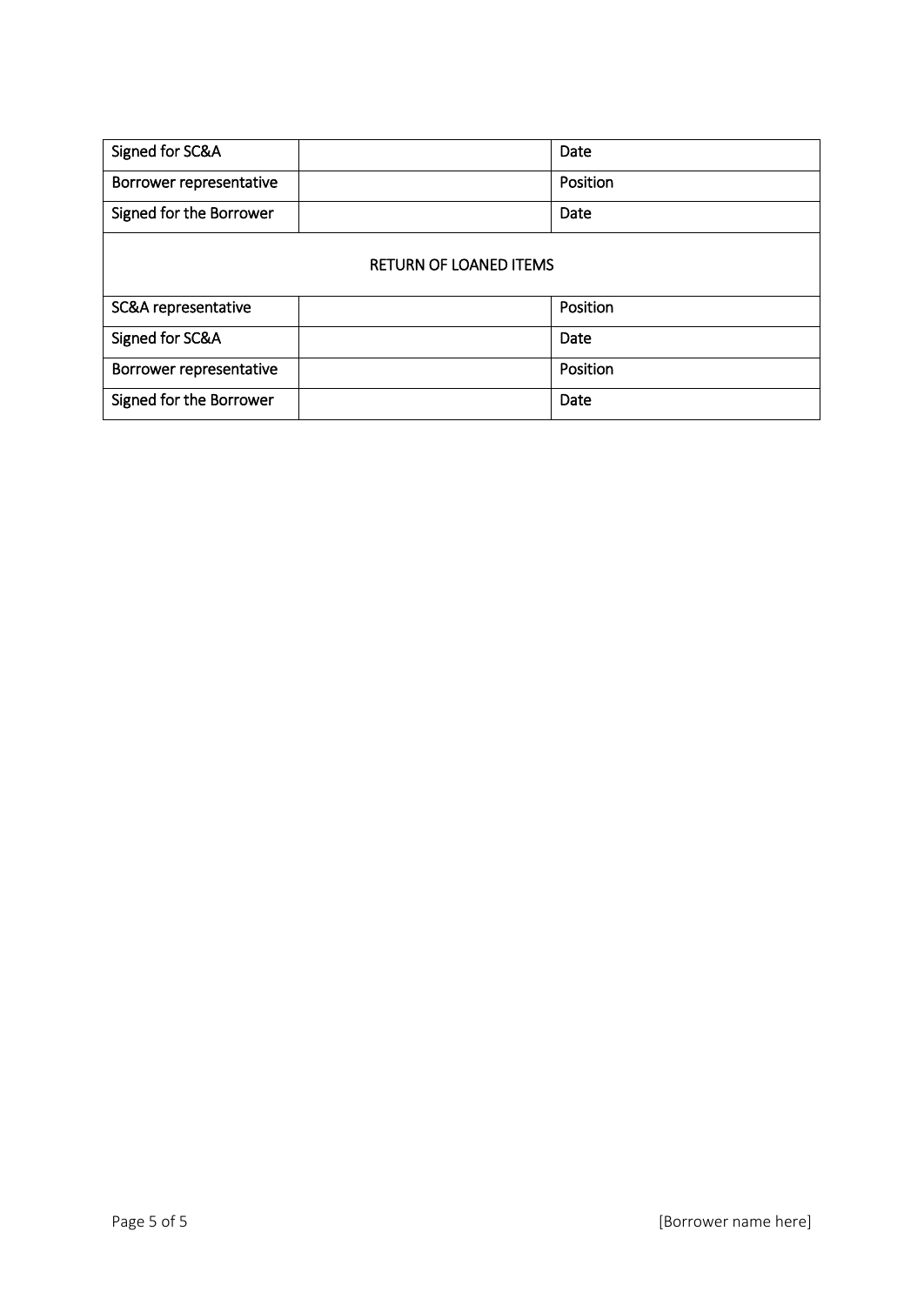| | | |
|---|---|---|
| Signed for SC&A | | Date |
| Borrower representative | | Position |
| Signed for the Borrower | | Date |
| RETURN OF LOANED ITEMS | | |
| SC&A representative | | Position |
| Signed for SC&A | | Date |
| Borrower representative | | Position |
| Signed for the Borrower | | Date |